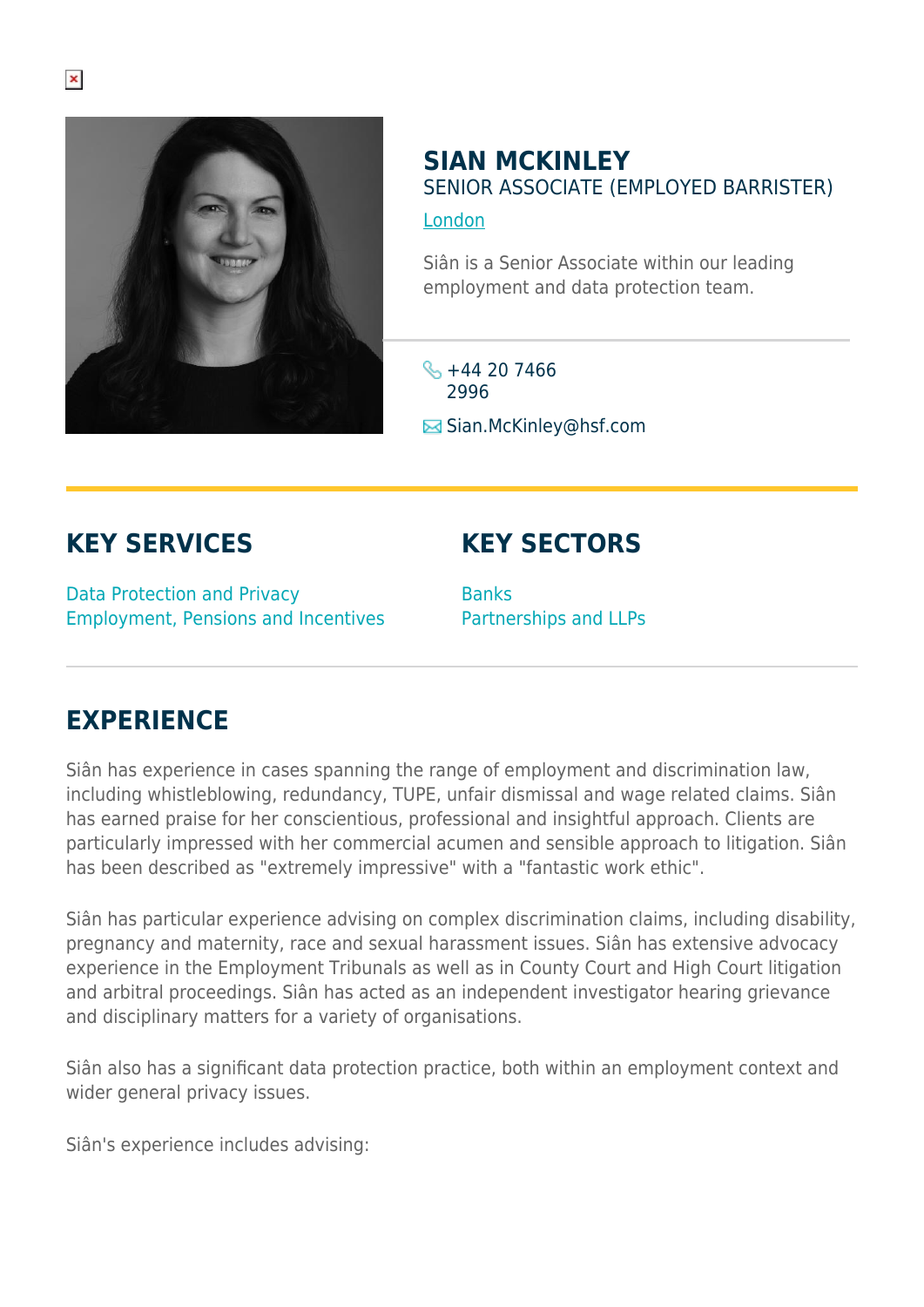# SIAN MCKINLEY

SENIOR ASSOCIATE (EMPLOYED BARRISTER)

London

Siân is a Senior Associate within our leading employment and data protection team.

+44 20 7466 2996

Sian.McKinley@hsf.com

## KEY SERVICES

Data Protection and Privacy
Employment, Pensions and Incentives

## KEY SECTORS

Banks
Partnerships and LLPs

## EXPERIENCE

Siân has experience in cases spanning the range of employment and discrimination law, including whistleblowing, redundancy, TUPE, unfair dismissal and wage related claims. Siân has earned praise for her conscientious, professional and insightful approach. Clients are particularly impressed with her commercial acumen and sensible approach to litigation. Siân has been described as "extremely impressive" with a "fantastic work ethic".

Siân has particular experience advising on complex discrimination claims, including disability, pregnancy and maternity, race and sexual harassment issues. Siân has extensive advocacy experience in the Employment Tribunals as well as in County Court and High Court litigation and arbitral proceedings. Siân has acted as an independent investigator hearing grievance and disciplinary matters for a variety of organisations.

Siân also has a significant data protection practice, both within an employment context and wider general privacy issues.

Siân's experience includes advising: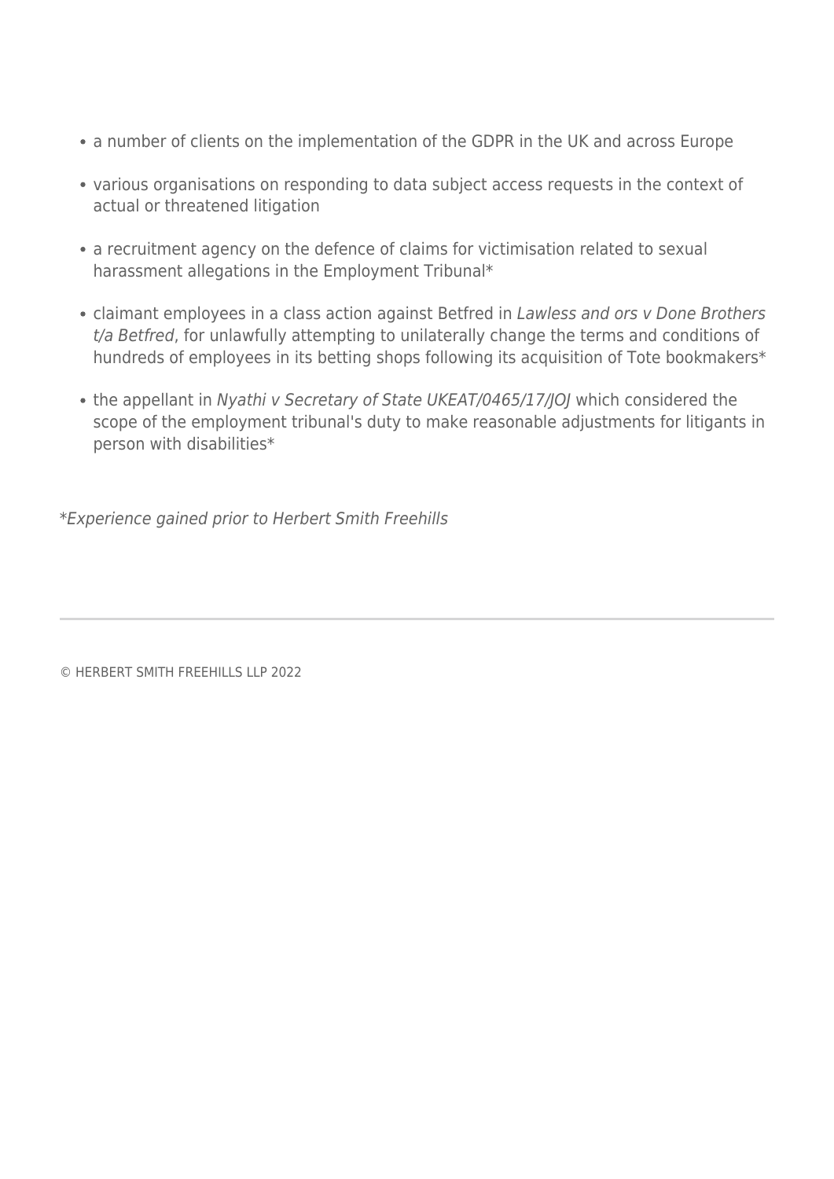- a number of clients on the implementation of the GDPR in the UK and across Europe
- various organisations on responding to data subject access requests in the context of actual or threatened litigation
- a recruitment agency on the defence of claims for victimisation related to sexual harassment allegations in the Employment Tribunal*
- claimant employees in a class action against Betfred in *Lawless and ors v Done Brothers t/a Betfred*, for unlawfully attempting to unilaterally change the terms and conditions of hundreds of employees in its betting shops following its acquisition of Tote bookmakers*
- the appellant in *Nyathi v Secretary of State UKEAT/0465/17/JOJ* which considered the scope of the employment tribunal's duty to make reasonable adjustments for litigants in person with disabilities*

*\*Experience gained prior to Herbert Smith Freehills*

---

© HERBERT SMITH FREEHILLS LLP 2022